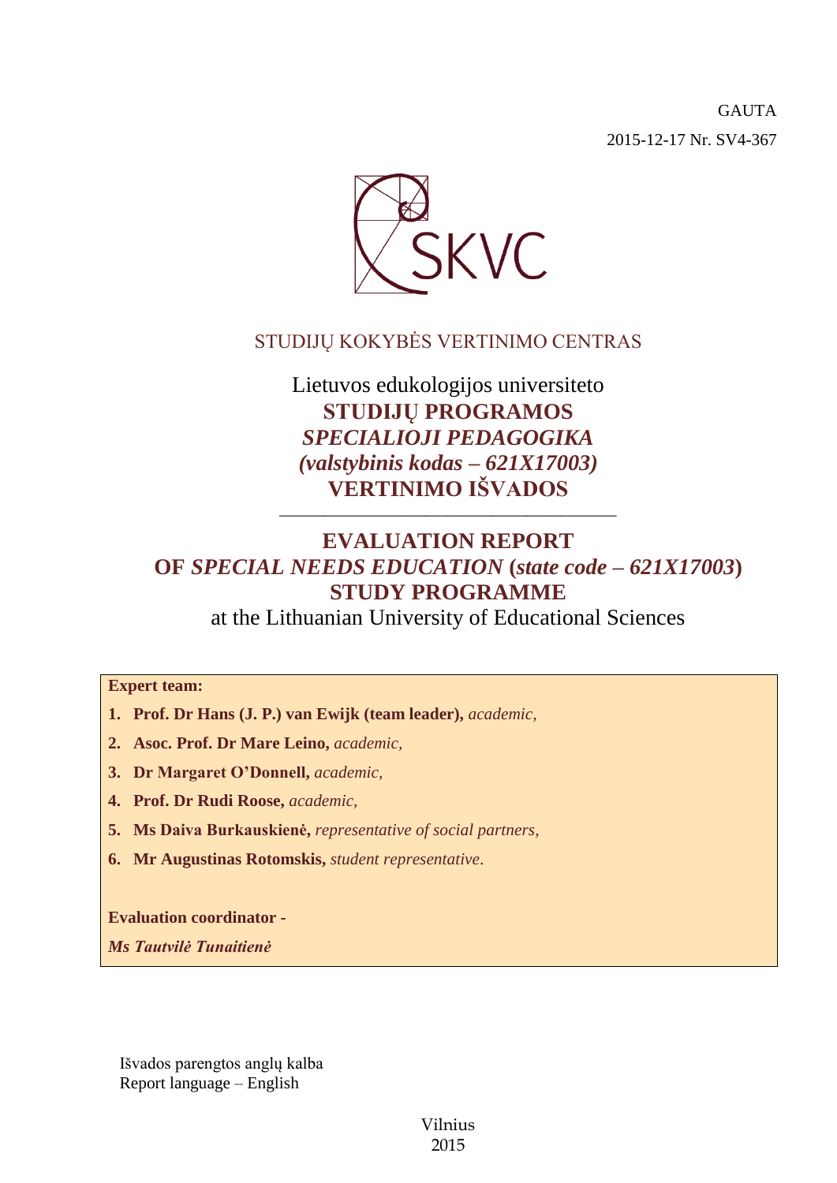GAUTA

2015-12-17 Nr. SV4-367

SKVC

STUDIJŲ KOKYBĖS VERTINIMO CENTRAS

Lietuvos edukologijos universiteto
**STUDIJŲ PROGRAMOS**
***SPECIALIOJI PEDAGOGIKA***
***(valstybinis kodas – 621X17003)***
**VERTINIMO IŠVADOS**

---

# EVALUATION REPORT OF *SPECIAL NEEDS EDUCATION* (*state code – 621X17003*) STUDY PROGRAMME

at the Lithuanian University of Educational Sciences

**Expert team:**

1. **Prof. Dr Hans (J. P.) van Ewijk (team leader),** *academic,*
2. **Asoc. Prof. Dr Mare Leino,** *academic,*
3. **Dr Margaret O'Donnell,** *academic,*
4. **Prof. Dr Rudi Roose,** *academic,*
5. **Ms Daiva Burkauskienė,** *representative of social partners,*
6. **Mr Augustinas Rotomskis,** *student representative.*

**Evaluation coordinator -**

***Ms Tautvilė Tunaitienė***

Išvados parengtos anglų kalba
Report language – English

Vilnius
2015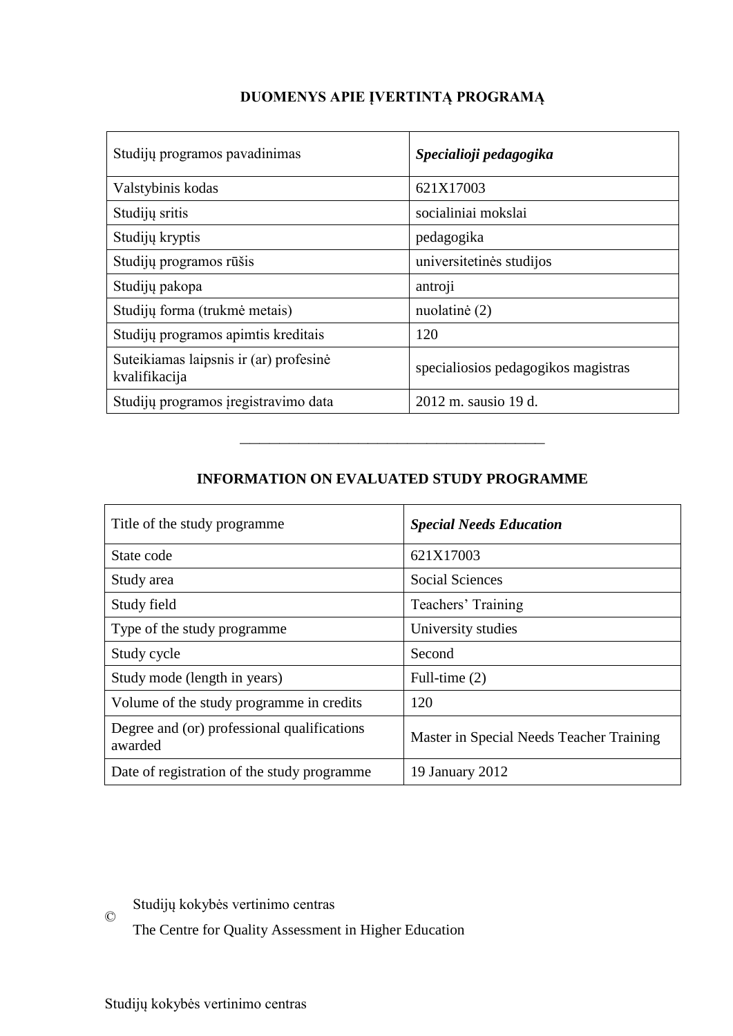## DUOMENYS APIE ĮVERTINTĄ PROGRAMĄ

| | |
|---|---|
| Studijų programos pavadinimas | ***Specialioji pedagogika*** |
| Valstybinis kodas | 621X17003 |
| Studijų sritis | socialiniai mokslai |
| Studijų kryptis | pedagogika |
| Studijų programos rūšis | universitetinės studijos |
| Studijų pakopa | antroji |
| Studijų forma (trukmė metais) | nuolatinė (2) |
| Studijų programos apimtis kreditais | 120 |
| Suteikiamas laipsnis ir (ar) profesinė kvalifikacija | specialiosios pedagogikos magistras |
| Studijų programos įregistravimo data | 2012 m. sausio 19 d. |

---

## INFORMATION ON EVALUATED STUDY PROGRAMME

| | |
|---|---|
| Title of the study programme | ***Special Needs Education*** |
| State code | 621X17003 |
| Study area | Social Sciences |
| Study field | Teachers' Training |
| Type of the study programme | University studies |
| Study cycle | Second |
| Study mode (length in years) | Full-time (2) |
| Volume of the study programme in credits | 120 |
| Degree and (or) professional qualifications awarded | Master in Special Needs Teacher Training |
| Date of registration of the study programme | 19 January 2012 |

© Studijų kokybės vertinimo centras

The Centre for Quality Assessment in Higher Education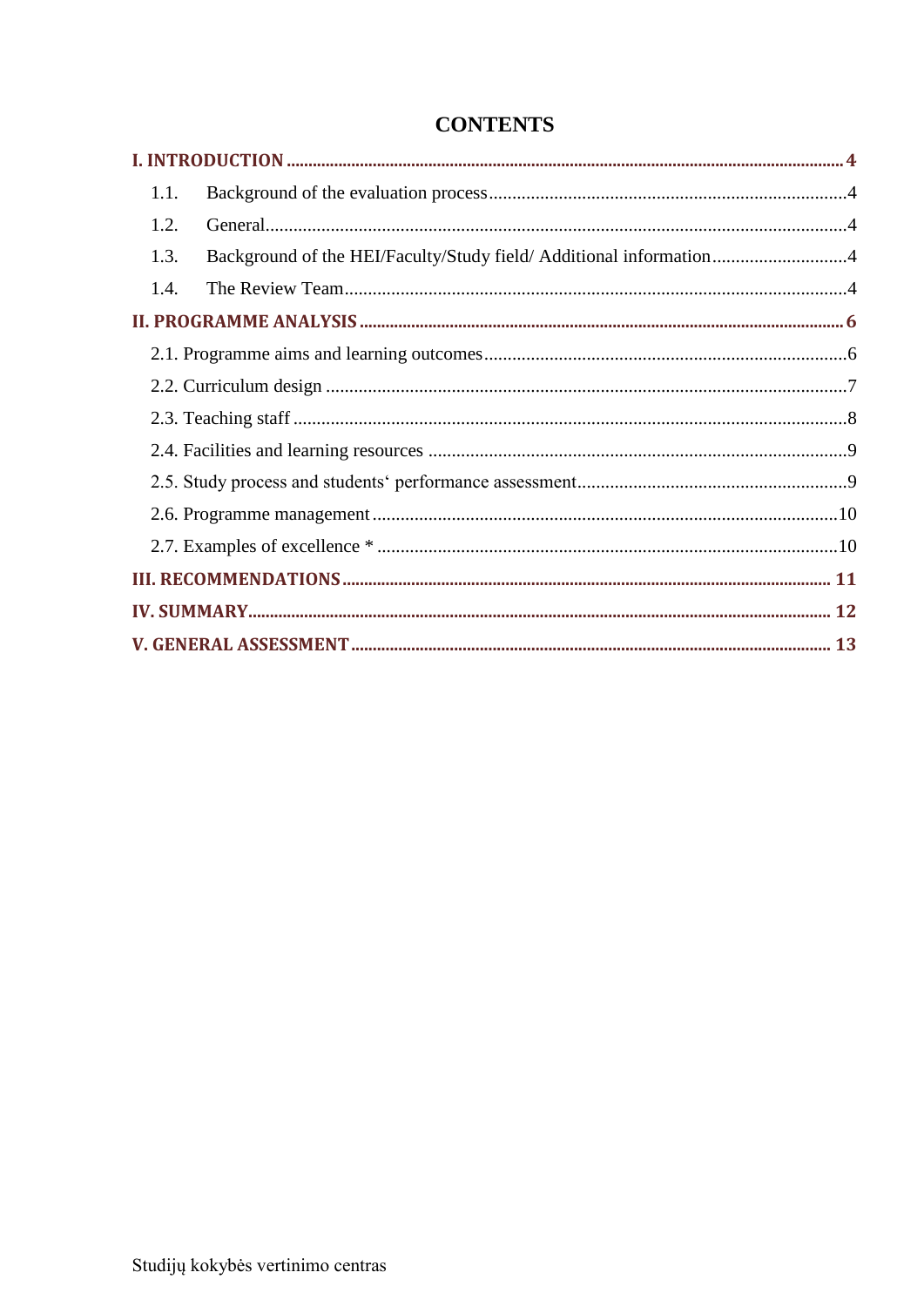# CONTENTS

**I. INTRODUCTION** ........................................ **4**

1.1. Background of the evaluation process ........................................ 4

1.2. General ........................................ 4

1.3. Background of the HEI/Faculty/Study field/ Additional information ........................................ 4

1.4. The Review Team ........................................ 4

**II. PROGRAMME ANALYSIS** ........................................ **6**

2.1. Programme aims and learning outcomes ........................................ 6

2.2. Curriculum design ........................................ 7

2.3. Teaching staff ........................................ 8

2.4. Facilities and learning resources ........................................ 9

2.5. Study process and students‘ performance assessment ........................................ 9

2.6. Programme management ........................................ 10

2.7. Examples of excellence * ........................................ 10

**III. RECOMMENDATIONS** ........................................ **11**

**IV. SUMMARY** ........................................ **12**

**V. GENERAL ASSESSMENT** ........................................ **13**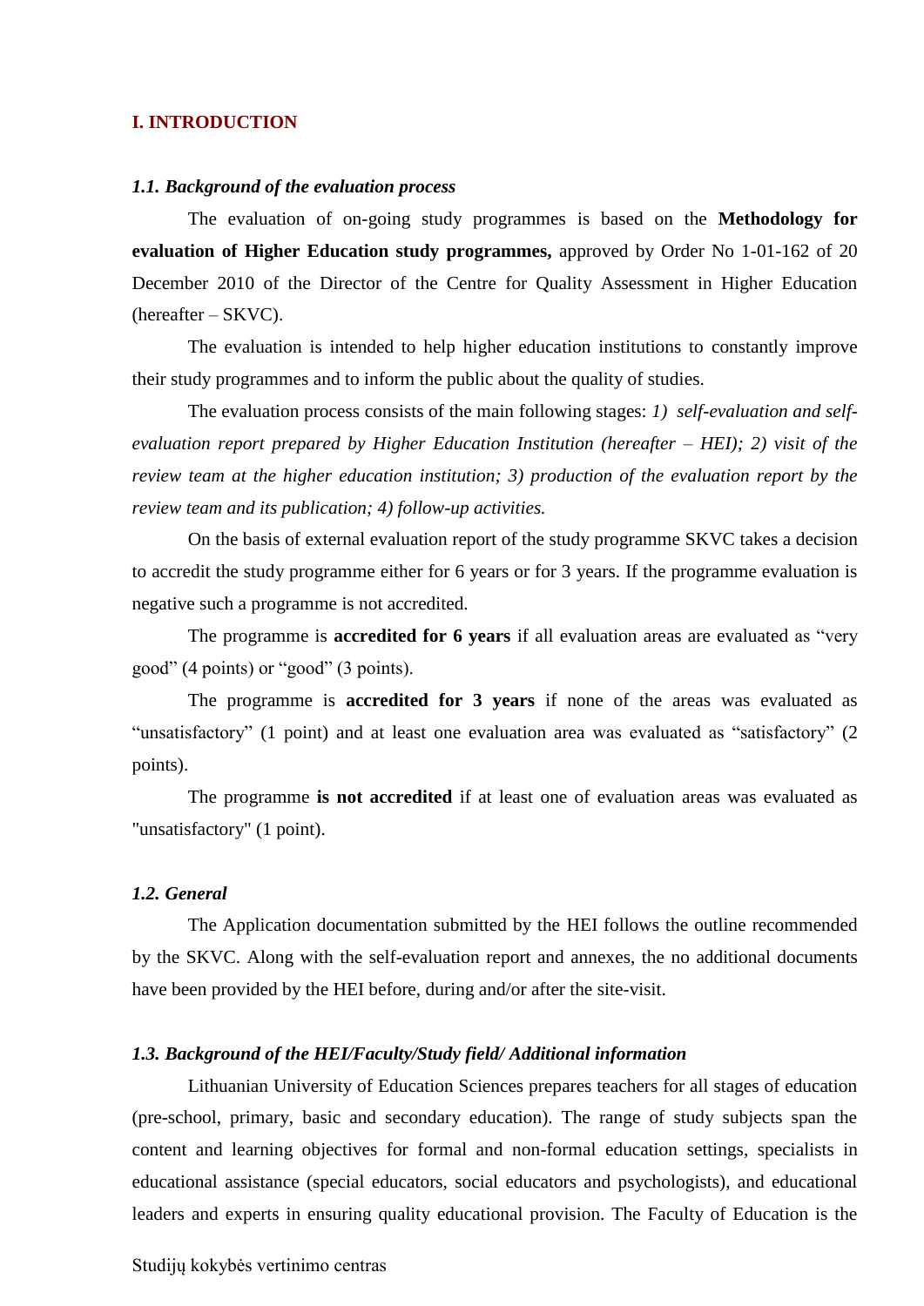## I. INTRODUCTION

### *1.1. Background of the evaluation process*

The evaluation of on-going study programmes is based on the **Methodology for evaluation of Higher Education study programmes,** approved by Order No 1-01-162 of 20 December 2010 of the Director of the Centre for Quality Assessment in Higher Education (hereafter – SKVC).

The evaluation is intended to help higher education institutions to constantly improve their study programmes and to inform the public about the quality of studies.

The evaluation process consists of the main following stages: *1) self-evaluation and self-evaluation report prepared by Higher Education Institution (hereafter – HEI); 2) visit of the review team at the higher education institution; 3) production of the evaluation report by the review team and its publication; 4) follow-up activities.*

On the basis of external evaluation report of the study programme SKVC takes a decision to accredit the study programme either for 6 years or for 3 years. If the programme evaluation is negative such a programme is not accredited.

The programme is **accredited for 6 years** if all evaluation areas are evaluated as "very good" (4 points) or "good" (3 points).

The programme is **accredited for 3 years** if none of the areas was evaluated as "unsatisfactory" (1 point) and at least one evaluation area was evaluated as "satisfactory" (2 points).

The programme **is not accredited** if at least one of evaluation areas was evaluated as "unsatisfactory" (1 point).

### *1.2. General*

The Application documentation submitted by the HEI follows the outline recommended by the SKVC. Along with the self-evaluation report and annexes, the no additional documents have been provided by the HEI before, during and/or after the site-visit.

### *1.3. Background of the HEI/Faculty/Study field/ Additional information*

Lithuanian University of Education Sciences prepares teachers for all stages of education (pre-school, primary, basic and secondary education). The range of study subjects span the content and learning objectives for formal and non-formal education settings, specialists in educational assistance (special educators, social educators and psychologists), and educational leaders and experts in ensuring quality educational provision. The Faculty of Education is the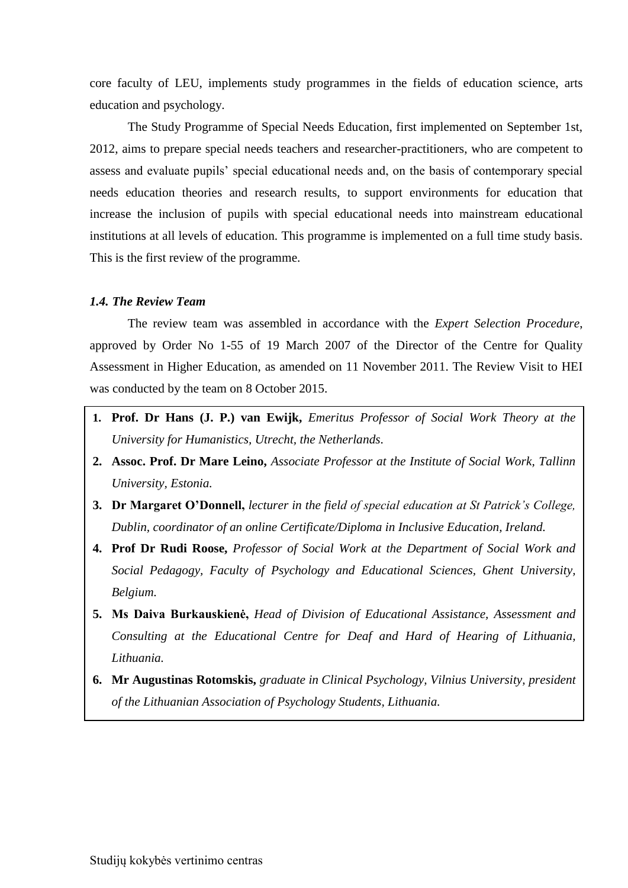core faculty of LEU, implements study programmes in the fields of education science, arts education and psychology.

The Study Programme of Special Needs Education, first implemented on September 1st, 2012, aims to prepare special needs teachers and researcher-practitioners, who are competent to assess and evaluate pupils' special educational needs and, on the basis of contemporary special needs education theories and research results, to support environments for education that increase the inclusion of pupils with special educational needs into mainstream educational institutions at all levels of education. This programme is implemented on a full time study basis. This is the first review of the programme.

### *1.4. The Review Team*

The review team was assembled in accordance with the *Expert Selection Procedure*, approved by Order No 1-55 of 19 March 2007 of the Director of the Centre for Quality Assessment in Higher Education, as amended on 11 November 2011. The Review Visit to HEI was conducted by the team on 8 October 2015.

1. **Prof. Dr Hans (J. P.) van Ewijk,** *Emeritus Professor of Social Work Theory at the University for Humanistics, Utrecht, the Netherlands.*
2. **Assoc. Prof. Dr Mare Leino,** *Associate Professor at the Institute of Social Work, Tallinn University, Estonia.*
3. **Dr Margaret O'Donnell,** *lecturer in the field of special education at St Patrick's College, Dublin, coordinator of an online Certificate/Diploma in Inclusive Education, Ireland.*
4. **Prof Dr Rudi Roose,** *Professor of Social Work at the Department of Social Work and Social Pedagogy, Faculty of Psychology and Educational Sciences, Ghent University, Belgium.*
5. **Ms Daiva Burkauskienė,** *Head of Division of Educational Assistance, Assessment and Consulting at the Educational Centre for Deaf and Hard of Hearing of Lithuania, Lithuania.*
6. **Mr Augustinas Rotomskis,** *graduate in Clinical Psychology, Vilnius University, president of the Lithuanian Association of Psychology Students, Lithuania.*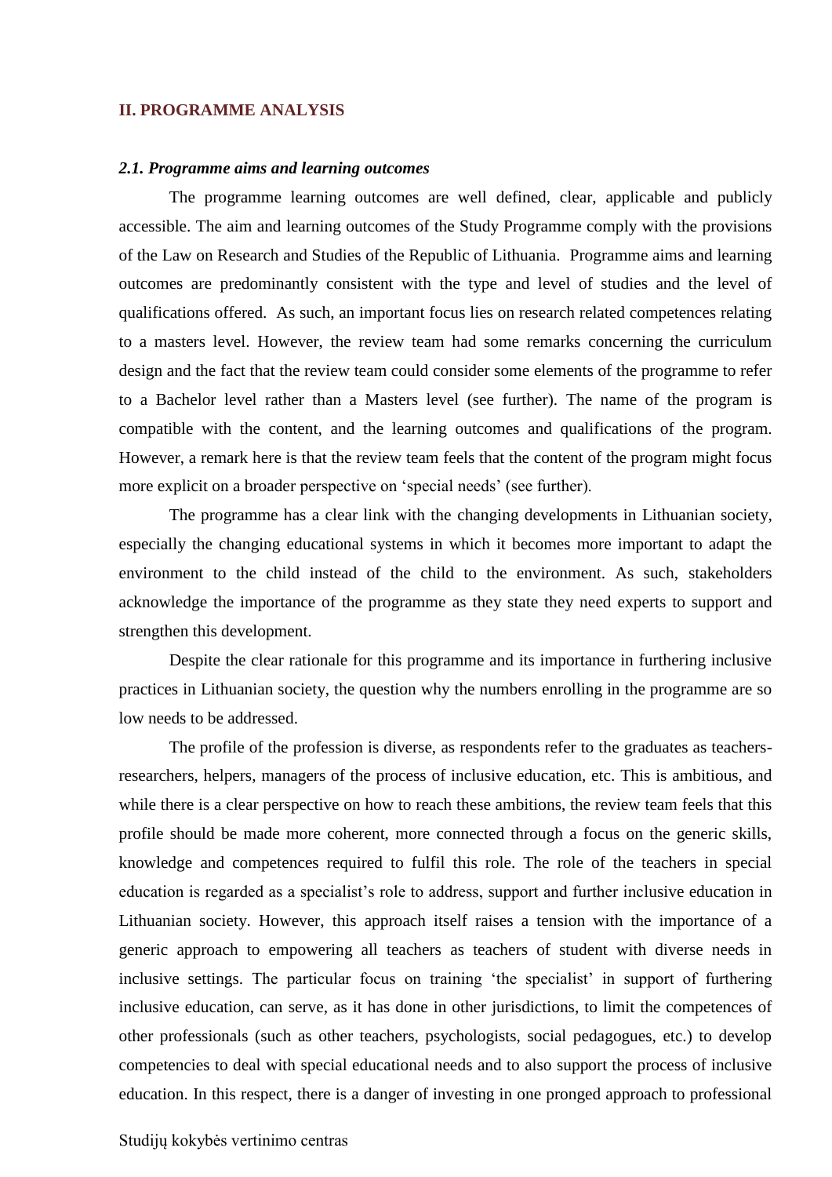## II. PROGRAMME ANALYSIS

### *2.1. Programme aims and learning outcomes*

The programme learning outcomes are well defined, clear, applicable and publicly accessible. The aim and learning outcomes of the Study Programme comply with the provisions of the Law on Research and Studies of the Republic of Lithuania. Programme aims and learning outcomes are predominantly consistent with the type and level of studies and the level of qualifications offered. As such, an important focus lies on research related competences relating to a masters level. However, the review team had some remarks concerning the curriculum design and the fact that the review team could consider some elements of the programme to refer to a Bachelor level rather than a Masters level (see further). The name of the program is compatible with the content, and the learning outcomes and qualifications of the program. However, a remark here is that the review team feels that the content of the program might focus more explicit on a broader perspective on 'special needs' (see further).

The programme has a clear link with the changing developments in Lithuanian society, especially the changing educational systems in which it becomes more important to adapt the environment to the child instead of the child to the environment. As such, stakeholders acknowledge the importance of the programme as they state they need experts to support and strengthen this development.

Despite the clear rationale for this programme and its importance in furthering inclusive practices in Lithuanian society, the question why the numbers enrolling in the programme are so low needs to be addressed.

The profile of the profession is diverse, as respondents refer to the graduates as teachers-researchers, helpers, managers of the process of inclusive education, etc. This is ambitious, and while there is a clear perspective on how to reach these ambitions, the review team feels that this profile should be made more coherent, more connected through a focus on the generic skills, knowledge and competences required to fulfil this role. The role of the teachers in special education is regarded as a specialist's role to address, support and further inclusive education in Lithuanian society. However, this approach itself raises a tension with the importance of a generic approach to empowering all teachers as teachers of student with diverse needs in inclusive settings. The particular focus on training 'the specialist' in support of furthering inclusive education, can serve, as it has done in other jurisdictions, to limit the competences of other professionals (such as other teachers, psychologists, social pedagogues, etc.) to develop competencies to deal with special educational needs and to also support the process of inclusive education. In this respect, there is a danger of investing in one pronged approach to professional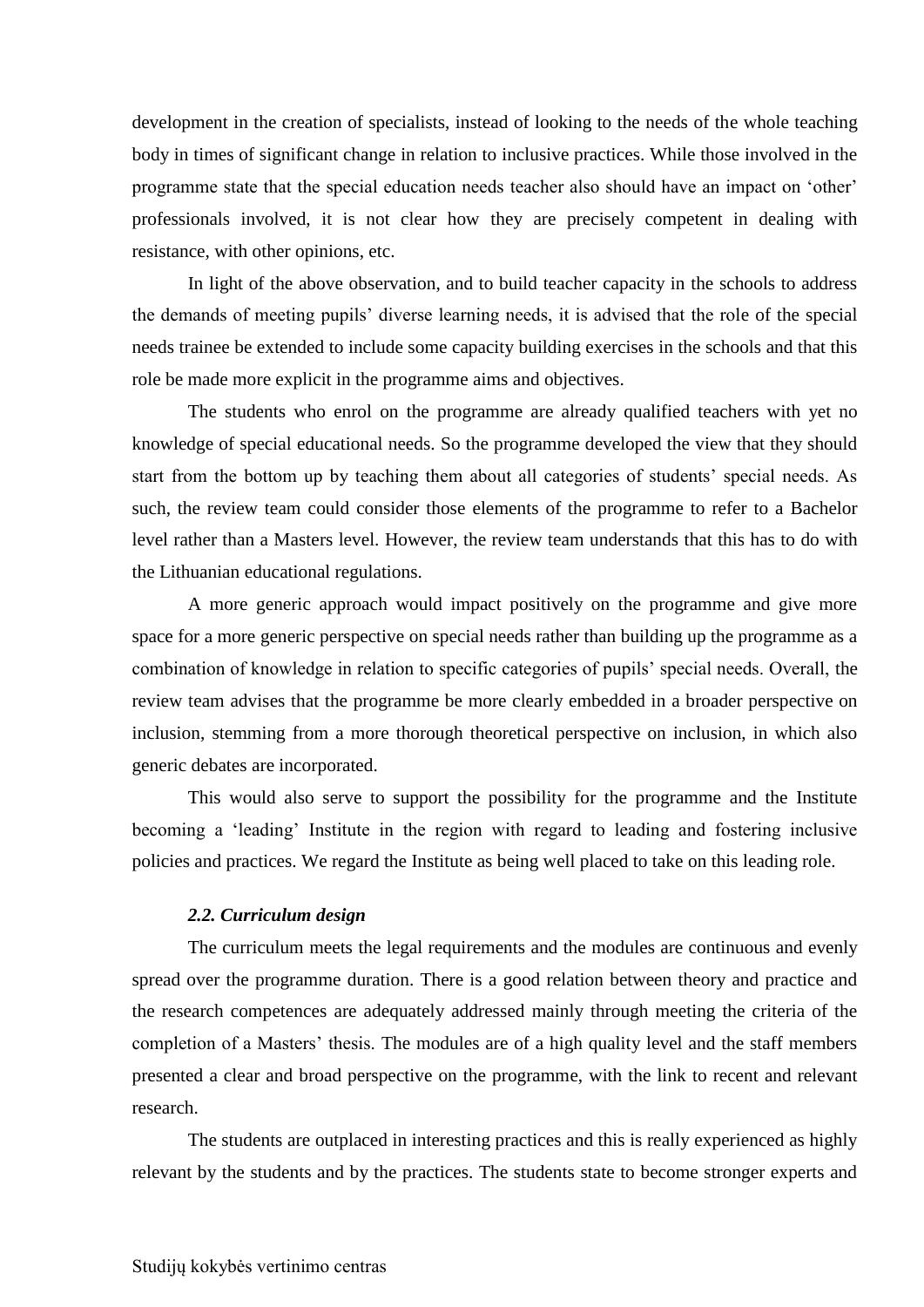development in the creation of specialists, instead of looking to the needs of the whole teaching body in times of significant change in relation to inclusive practices. While those involved in the programme state that the special education needs teacher also should have an impact on 'other' professionals involved, it is not clear how they are precisely competent in dealing with resistance, with other opinions, etc.

In light of the above observation, and to build teacher capacity in the schools to address the demands of meeting pupils' diverse learning needs, it is advised that the role of the special needs trainee be extended to include some capacity building exercises in the schools and that this role be made more explicit in the programme aims and objectives.

The students who enrol on the programme are already qualified teachers with yet no knowledge of special educational needs. So the programme developed the view that they should start from the bottom up by teaching them about all categories of students' special needs. As such, the review team could consider those elements of the programme to refer to a Bachelor level rather than a Masters level. However, the review team understands that this has to do with the Lithuanian educational regulations.

A more generic approach would impact positively on the programme and give more space for a more generic perspective on special needs rather than building up the programme as a combination of knowledge in relation to specific categories of pupils' special needs. Overall, the review team advises that the programme be more clearly embedded in a broader perspective on inclusion, stemming from a more thorough theoretical perspective on inclusion, in which also generic debates are incorporated.

This would also serve to support the possibility for the programme and the Institute becoming a 'leading' Institute in the region with regard to leading and fostering inclusive policies and practices. We regard the Institute as being well placed to take on this leading role.

### *2.2. Curriculum design*

The curriculum meets the legal requirements and the modules are continuous and evenly spread over the programme duration. There is a good relation between theory and practice and the research competences are adequately addressed mainly through meeting the criteria of the completion of a Masters' thesis. The modules are of a high quality level and the staff members presented a clear and broad perspective on the programme, with the link to recent and relevant research.

The students are outplaced in interesting practices and this is really experienced as highly relevant by the students and by the practices. The students state to become stronger experts and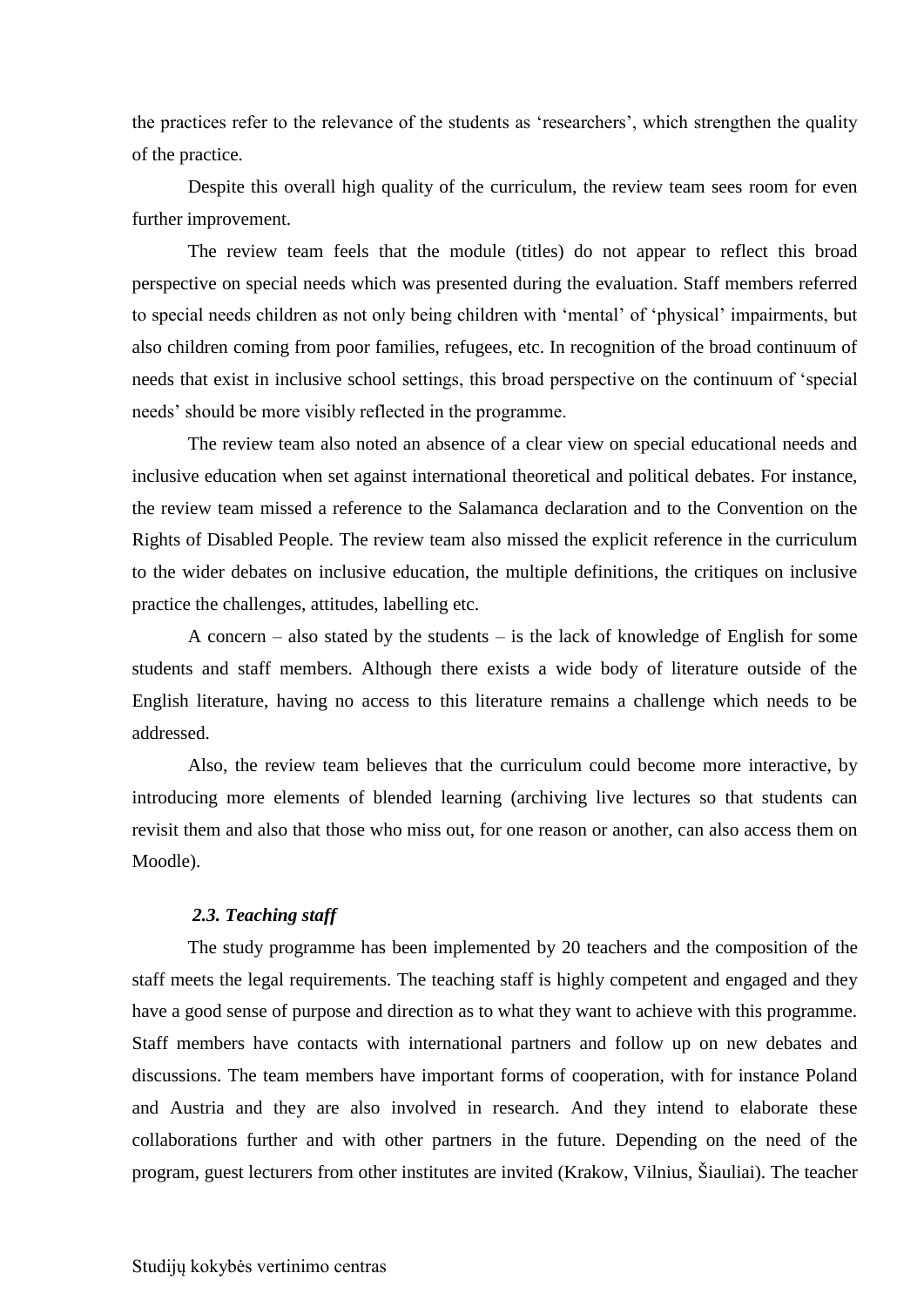the practices refer to the relevance of the students as 'researchers', which strengthen the quality of the practice.

Despite this overall high quality of the curriculum, the review team sees room for even further improvement.

The review team feels that the module (titles) do not appear to reflect this broad perspective on special needs which was presented during the evaluation. Staff members referred to special needs children as not only being children with 'mental' of 'physical' impairments, but also children coming from poor families, refugees, etc. In recognition of the broad continuum of needs that exist in inclusive school settings, this broad perspective on the continuum of 'special needs' should be more visibly reflected in the programme.

The review team also noted an absence of a clear view on special educational needs and inclusive education when set against international theoretical and political debates. For instance, the review team missed a reference to the Salamanca declaration and to the Convention on the Rights of Disabled People. The review team also missed the explicit reference in the curriculum to the wider debates on inclusive education, the multiple definitions, the critiques on inclusive practice the challenges, attitudes, labelling etc.

A concern – also stated by the students – is the lack of knowledge of English for some students and staff members. Although there exists a wide body of literature outside of the English literature, having no access to this literature remains a challenge which needs to be addressed.

Also, the review team believes that the curriculum could become more interactive, by introducing more elements of blended learning (archiving live lectures so that students can revisit them and also that those who miss out, for one reason or another, can also access them on Moodle).

### *2.3. Teaching staff*

The study programme has been implemented by 20 teachers and the composition of the staff meets the legal requirements. The teaching staff is highly competent and engaged and they have a good sense of purpose and direction as to what they want to achieve with this programme. Staff members have contacts with international partners and follow up on new debates and discussions. The team members have important forms of cooperation, with for instance Poland and Austria and they are also involved in research. And they intend to elaborate these collaborations further and with other partners in the future. Depending on the need of the program, guest lecturers from other institutes are invited (Krakow, Vilnius, Šiauliai). The teacher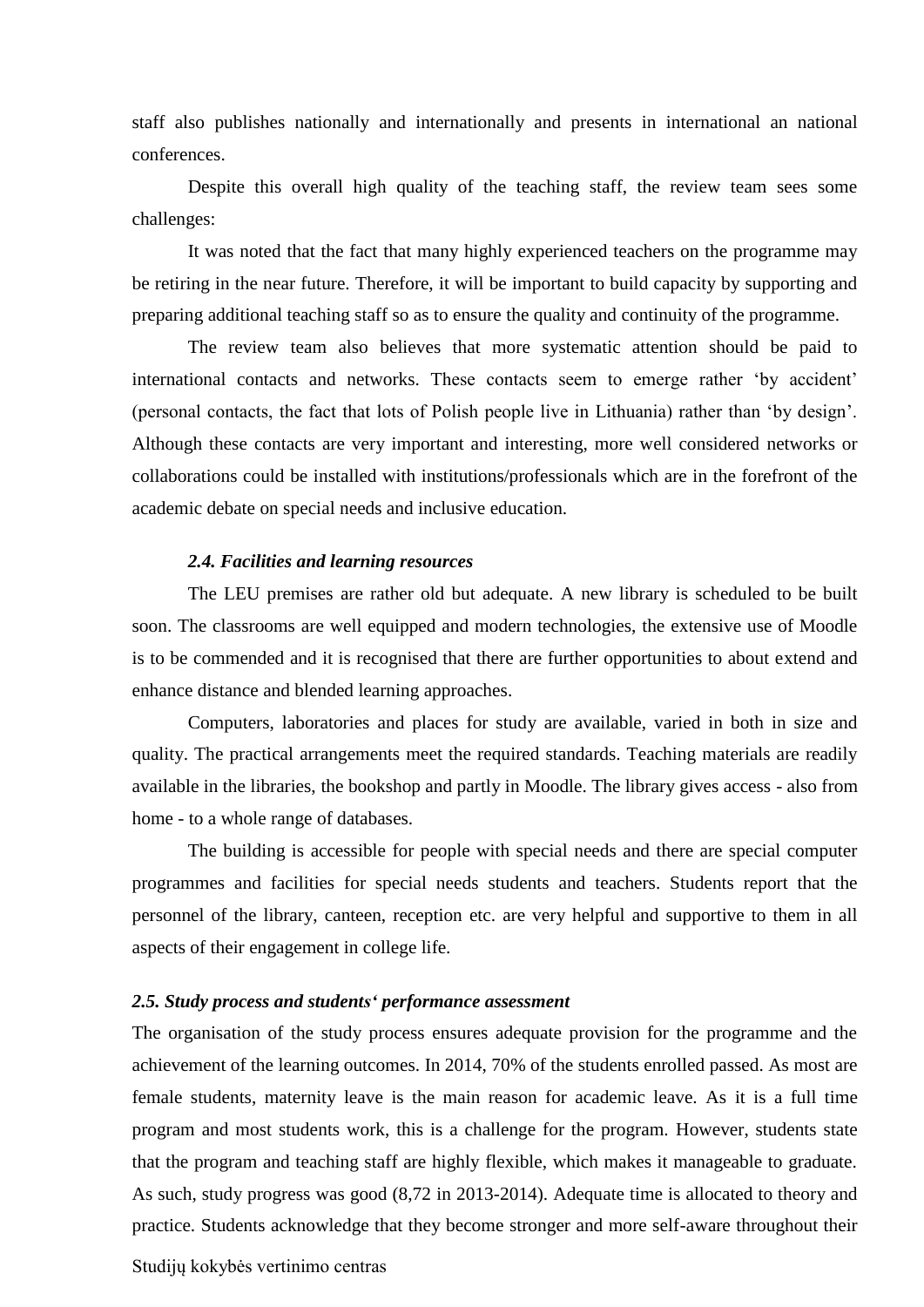staff also publishes nationally and internationally and presents in international an national conferences.

Despite this overall high quality of the teaching staff, the review team sees some challenges:

It was noted that the fact that many highly experienced teachers on the programme may be retiring in the near future. Therefore, it will be important to build capacity by supporting and preparing additional teaching staff so as to ensure the quality and continuity of the programme.

The review team also believes that more systematic attention should be paid to international contacts and networks. These contacts seem to emerge rather 'by accident' (personal contacts, the fact that lots of Polish people live in Lithuania) rather than 'by design'. Although these contacts are very important and interesting, more well considered networks or collaborations could be installed with institutions/professionals which are in the forefront of the academic debate on special needs and inclusive education.

### *2.4. Facilities and learning resources*

The LEU premises are rather old but adequate. A new library is scheduled to be built soon. The classrooms are well equipped and modern technologies, the extensive use of Moodle is to be commended and it is recognised that there are further opportunities to about extend and enhance distance and blended learning approaches.

Computers, laboratories and places for study are available, varied in both in size and quality. The practical arrangements meet the required standards. Teaching materials are readily available in the libraries, the bookshop and partly in Moodle. The library gives access - also from home - to a whole range of databases.

The building is accessible for people with special needs and there are special computer programmes and facilities for special needs students and teachers. Students report that the personnel of the library, canteen, reception etc. are very helpful and supportive to them in all aspects of their engagement in college life.

### *2.5. Study process and students' performance assessment*

The organisation of the study process ensures adequate provision for the programme and the achievement of the learning outcomes. In 2014, 70% of the students enrolled passed. As most are female students, maternity leave is the main reason for academic leave. As it is a full time program and most students work, this is a challenge for the program. However, students state that the program and teaching staff are highly flexible, which makes it manageable to graduate. As such, study progress was good (8,72 in 2013-2014). Adequate time is allocated to theory and practice. Students acknowledge that they become stronger and more self-aware throughout their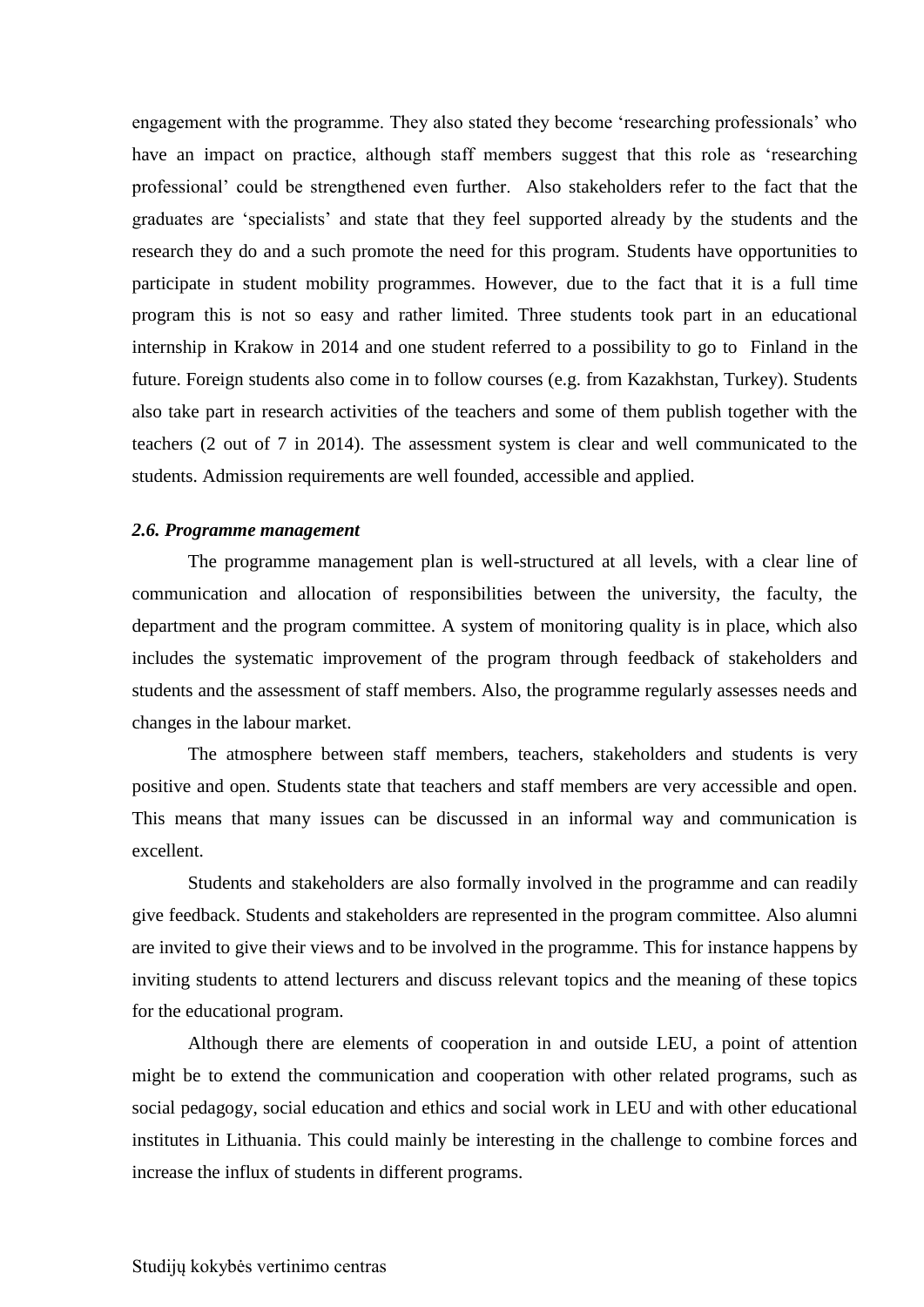engagement with the programme. They also stated they become 'researching professionals' who have an impact on practice, although staff members suggest that this role as 'researching professional' could be strengthened even further. Also stakeholders refer to the fact that the graduates are 'specialists' and state that they feel supported already by the students and the research they do and a such promote the need for this program. Students have opportunities to participate in student mobility programmes. However, due to the fact that it is a full time program this is not so easy and rather limited. Three students took part in an educational internship in Krakow in 2014 and one student referred to a possibility to go to Finland in the future. Foreign students also come in to follow courses (e.g. from Kazakhstan, Turkey). Students also take part in research activities of the teachers and some of them publish together with the teachers (2 out of 7 in 2014). The assessment system is clear and well communicated to the students. Admission requirements are well founded, accessible and applied.

### *2.6. Programme management*

The programme management plan is well-structured at all levels, with a clear line of communication and allocation of responsibilities between the university, the faculty, the department and the program committee. A system of monitoring quality is in place, which also includes the systematic improvement of the program through feedback of stakeholders and students and the assessment of staff members. Also, the programme regularly assesses needs and changes in the labour market.

The atmosphere between staff members, teachers, stakeholders and students is very positive and open. Students state that teachers and staff members are very accessible and open. This means that many issues can be discussed in an informal way and communication is excellent.

Students and stakeholders are also formally involved in the programme and can readily give feedback. Students and stakeholders are represented in the program committee. Also alumni are invited to give their views and to be involved in the programme. This for instance happens by inviting students to attend lecturers and discuss relevant topics and the meaning of these topics for the educational program.

Although there are elements of cooperation in and outside LEU, a point of attention might be to extend the communication and cooperation with other related programs, such as social pedagogy, social education and ethics and social work in LEU and with other educational institutes in Lithuania. This could mainly be interesting in the challenge to combine forces and increase the influx of students in different programs.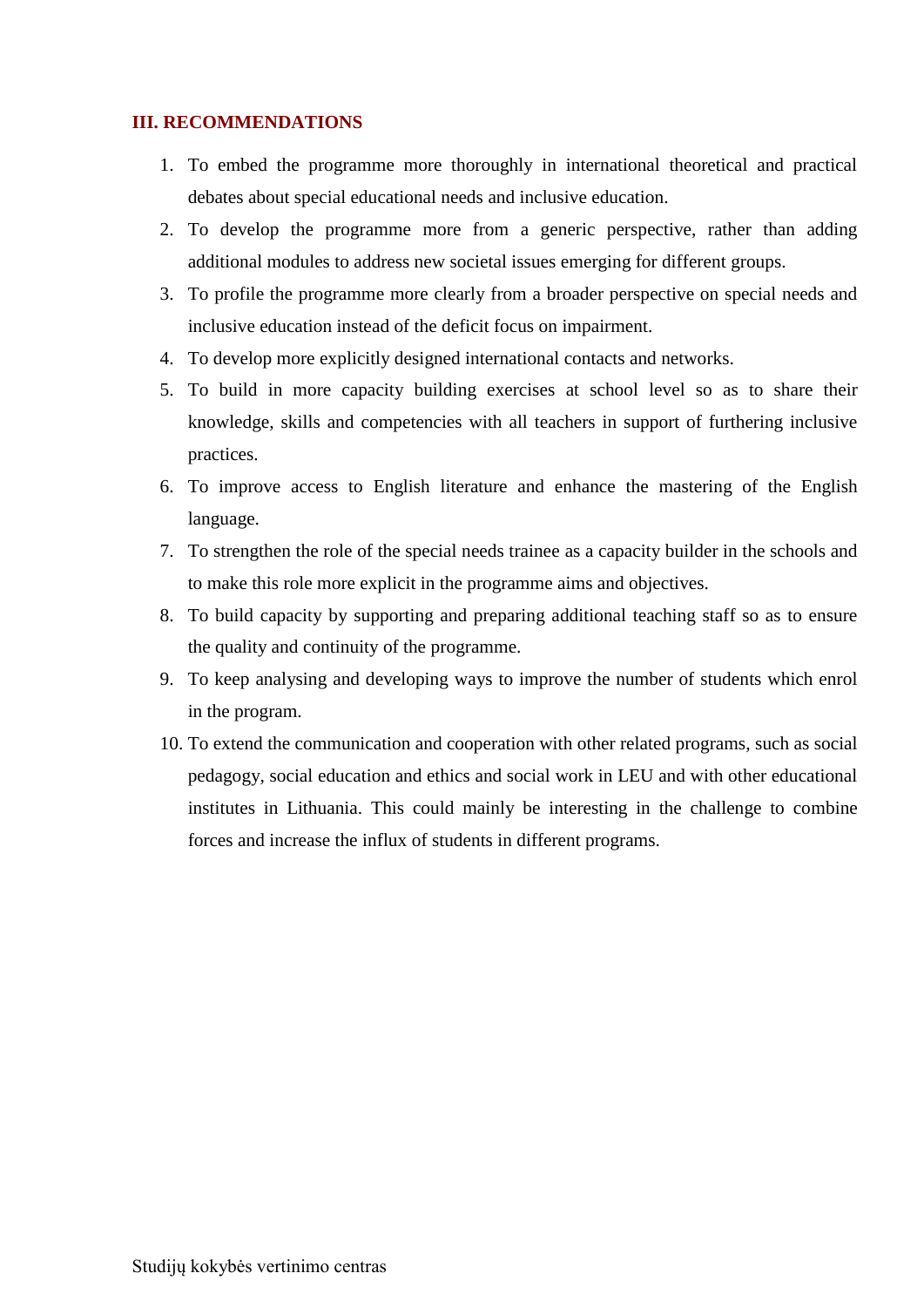## III. RECOMMENDATIONS

1. To embed the programme more thoroughly in international theoretical and practical debates about special educational needs and inclusive education.
2. To develop the programme more from a generic perspective, rather than adding additional modules to address new societal issues emerging for different groups.
3. To profile the programme more clearly from a broader perspective on special needs and inclusive education instead of the deficit focus on impairment.
4. To develop more explicitly designed international contacts and networks.
5. To build in more capacity building exercises at school level so as to share their knowledge, skills and competencies with all teachers in support of furthering inclusive practices.
6. To improve access to English literature and enhance the mastering of the English language.
7. To strengthen the role of the special needs trainee as a capacity builder in the schools and to make this role more explicit in the programme aims and objectives.
8. To build capacity by supporting and preparing additional teaching staff so as to ensure the quality and continuity of the programme.
9. To keep analysing and developing ways to improve the number of students which enrol in the program.
10. To extend the communication and cooperation with other related programs, such as social pedagogy, social education and ethics and social work in LEU and with other educational institutes in Lithuania. This could mainly be interesting in the challenge to combine forces and increase the influx of students in different programs.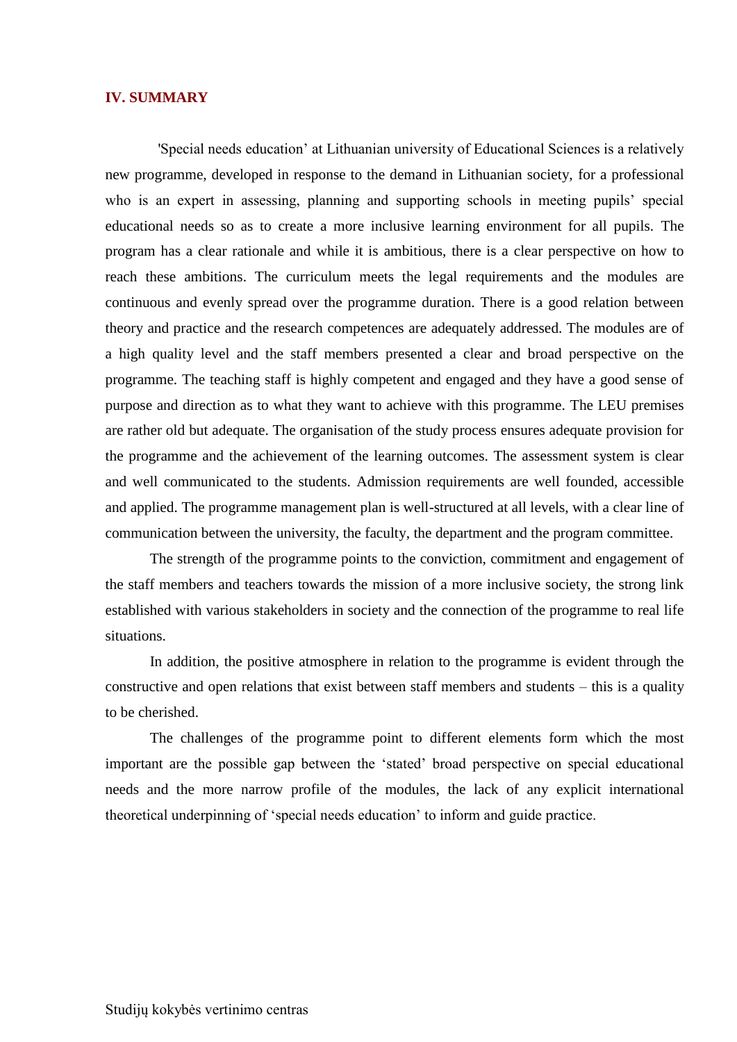## IV. SUMMARY

'Special needs education' at Lithuanian university of Educational Sciences is a relatively new programme, developed in response to the demand in Lithuanian society, for a professional who is an expert in assessing, planning and supporting schools in meeting pupils' special educational needs so as to create a more inclusive learning environment for all pupils. The program has a clear rationale and while it is ambitious, there is a clear perspective on how to reach these ambitions. The curriculum meets the legal requirements and the modules are continuous and evenly spread over the programme duration. There is a good relation between theory and practice and the research competences are adequately addressed. The modules are of a high quality level and the staff members presented a clear and broad perspective on the programme. The teaching staff is highly competent and engaged and they have a good sense of purpose and direction as to what they want to achieve with this programme. The LEU premises are rather old but adequate. The organisation of the study process ensures adequate provision for the programme and the achievement of the learning outcomes. The assessment system is clear and well communicated to the students. Admission requirements are well founded, accessible and applied. The programme management plan is well-structured at all levels, with a clear line of communication between the university, the faculty, the department and the program committee.

The strength of the programme points to the conviction, commitment and engagement of the staff members and teachers towards the mission of a more inclusive society, the strong link established with various stakeholders in society and the connection of the programme to real life situations.

In addition, the positive atmosphere in relation to the programme is evident through the constructive and open relations that exist between staff members and students – this is a quality to be cherished.

The challenges of the programme point to different elements form which the most important are the possible gap between the 'stated' broad perspective on special educational needs and the more narrow profile of the modules, the lack of any explicit international theoretical underpinning of 'special needs education' to inform and guide practice.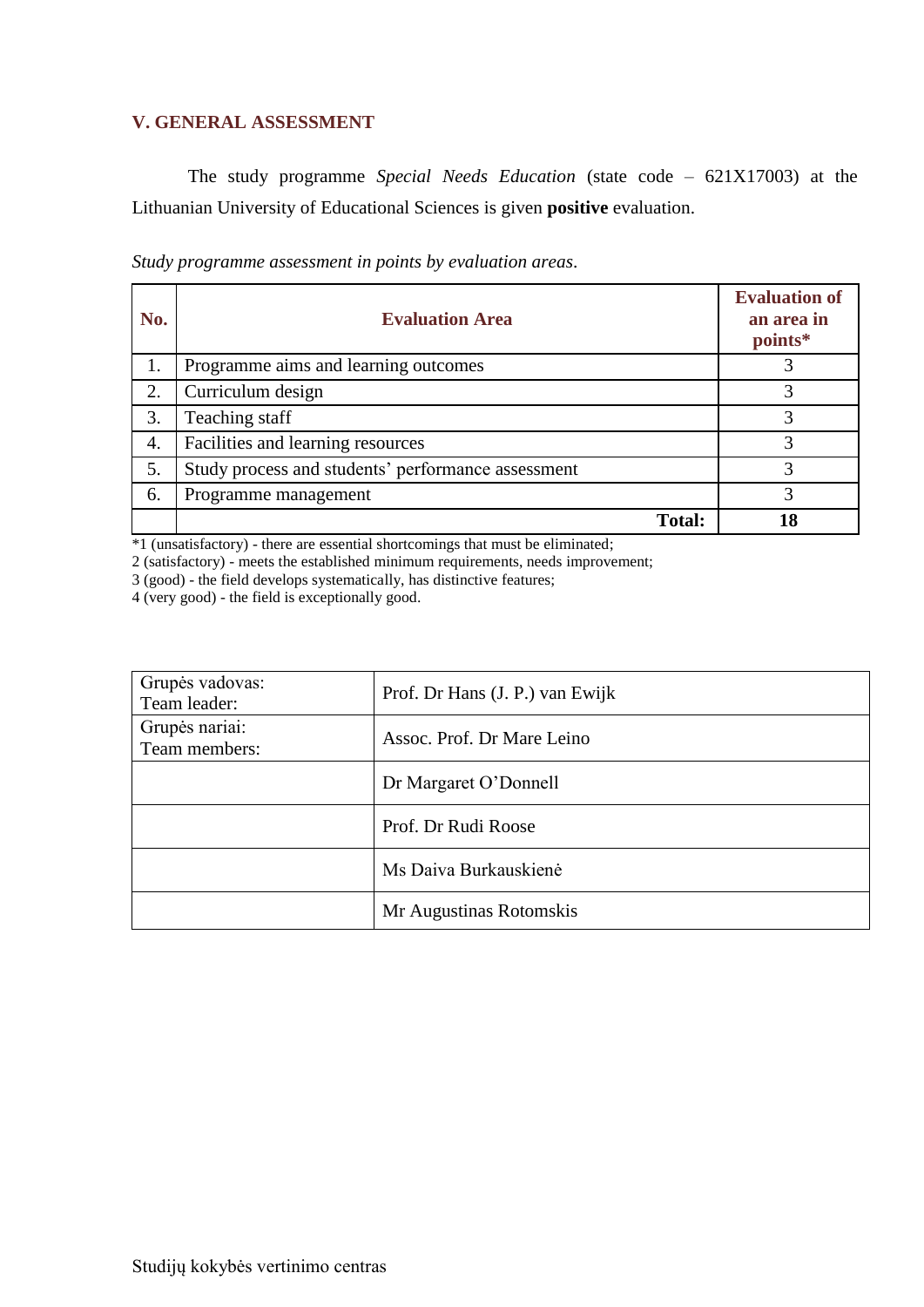## V. GENERAL ASSESSMENT

The study programme *Special Needs Education* (state code – 621X17003) at the Lithuanian University of Educational Sciences is given **positive** evaluation.

*Study programme assessment in points by evaluation areas*.

| No. | Evaluation Area | Evaluation of an area in points* |
|---|---|---|
| 1. | Programme aims and learning outcomes | 3 |
| 2. | Curriculum design | 3 |
| 3. | Teaching staff | 3 |
| 4. | Facilities and learning resources | 3 |
| 5. | Study process and students' performance assessment | 3 |
| 6. | Programme management | 3 |
| | **Total:** | **18** |

*1 (unsatisfactory) - there are essential shortcomings that must be eliminated;
2 (satisfactory) - meets the established minimum requirements, needs improvement;
3 (good) - the field develops systematically, has distinctive features;
4 (very good) - the field is exceptionally good.

| | |
|---|---|
| Grupės vadovas:<br>Team leader: | Prof. Dr Hans (J. P.) van Ewijk |
| Grupės nariai:<br>Team members: | Assoc. Prof. Dr Mare Leino |
| | Dr Margaret O'Donnell |
| | Prof. Dr Rudi Roose |
| | Ms Daiva Burkauskienė |
| | Mr Augustinas Rotomskis |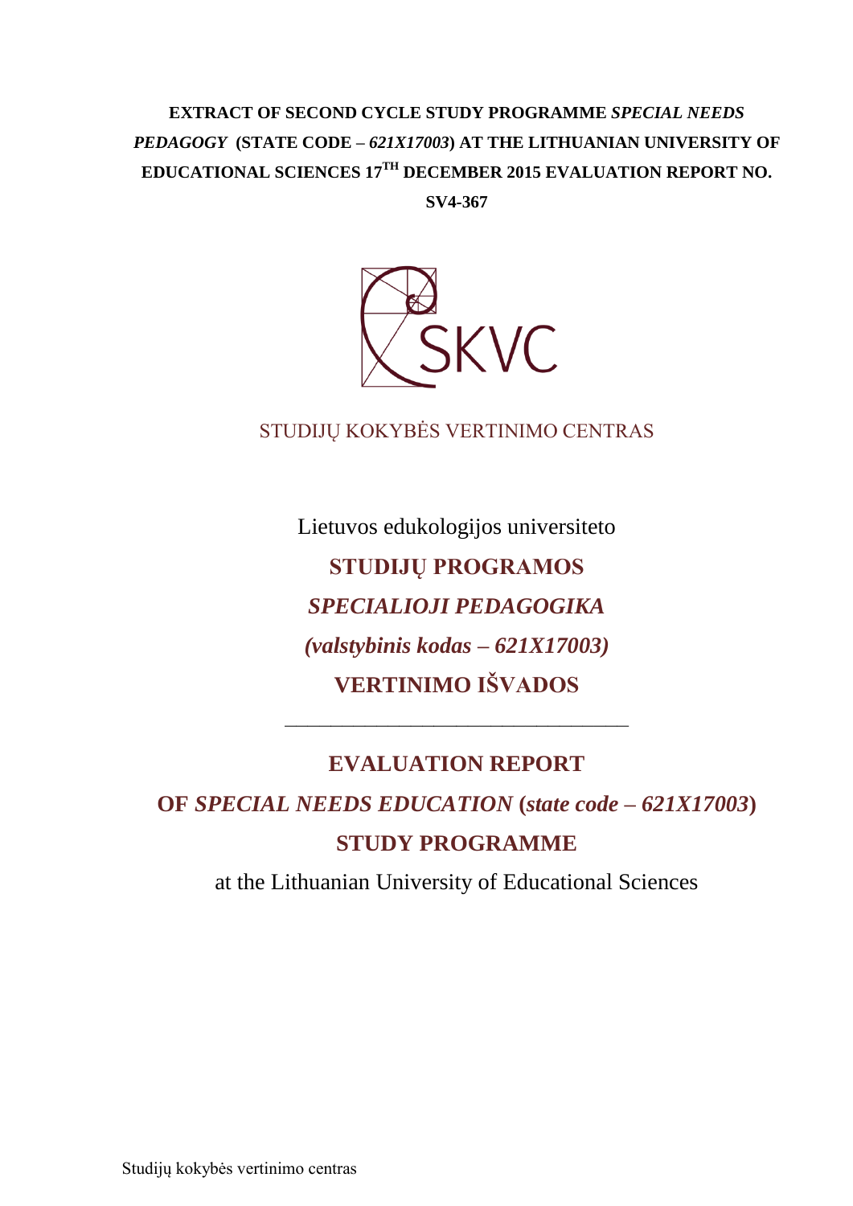**EXTRACT OF SECOND CYCLE STUDY PROGRAMME *SPECIAL NEEDS PEDAGOGY* (STATE CODE – *621X17003*) AT THE LITHUANIAN UNIVERSITY OF EDUCATIONAL SCIENCES 17TH DECEMBER 2015 EVALUATION REPORT NO. SV4-367**

STUDIJŲ KOKYBĖS VERTINIMO CENTRAS

Lietuvos edukologijos universiteto

**STUDIJŲ PROGRAMOS**

***SPECIALIOJI PEDAGOGIKA***

***(valstybinis kodas – 621X17003)***

**VERTINIMO IŠVADOS**

---

**EVALUATION REPORT**

**OF *SPECIAL NEEDS EDUCATION* (*state code – 621X17003*)**

**STUDY PROGRAMME**

at the Lithuanian University of Educational Sciences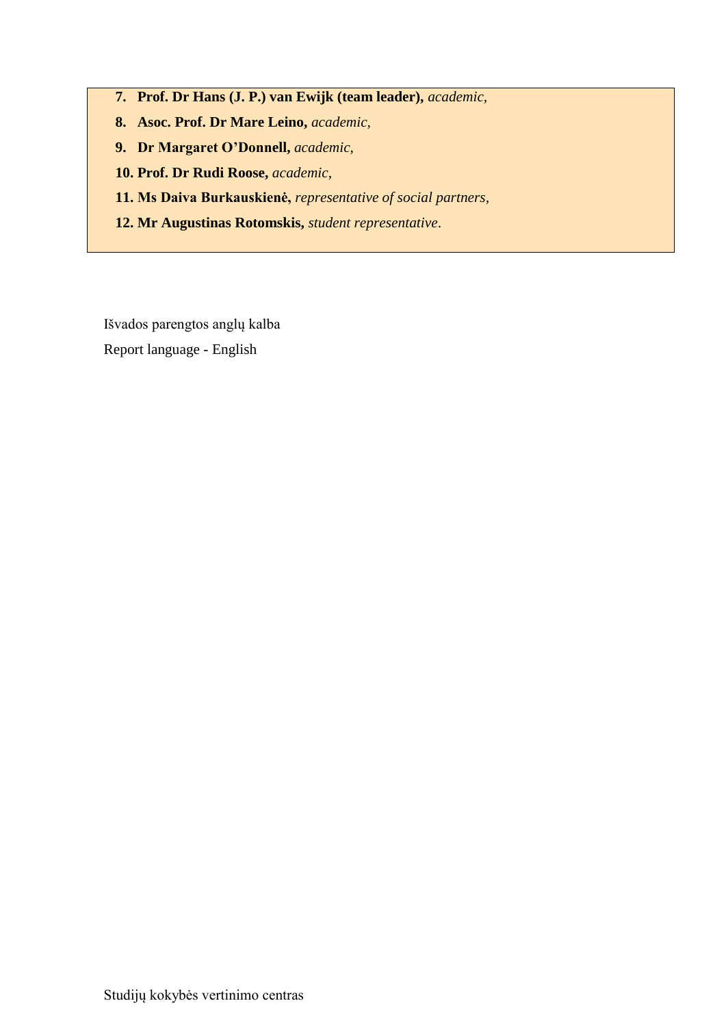7. **Prof. Dr Hans (J. P.) van Ewijk (team leader),** *academic,*
8. **Asoc. Prof. Dr Mare Leino,** *academic,*
9. **Dr Margaret O'Donnell,** *academic,*
10. **Prof. Dr Rudi Roose,** *academic,*
11. **Ms Daiva Burkauskienė,** *representative of social partners,*
12. **Mr Augustinas Rotomskis,** *student representative*.

Išvados parengtos anglų kalba

Report language - English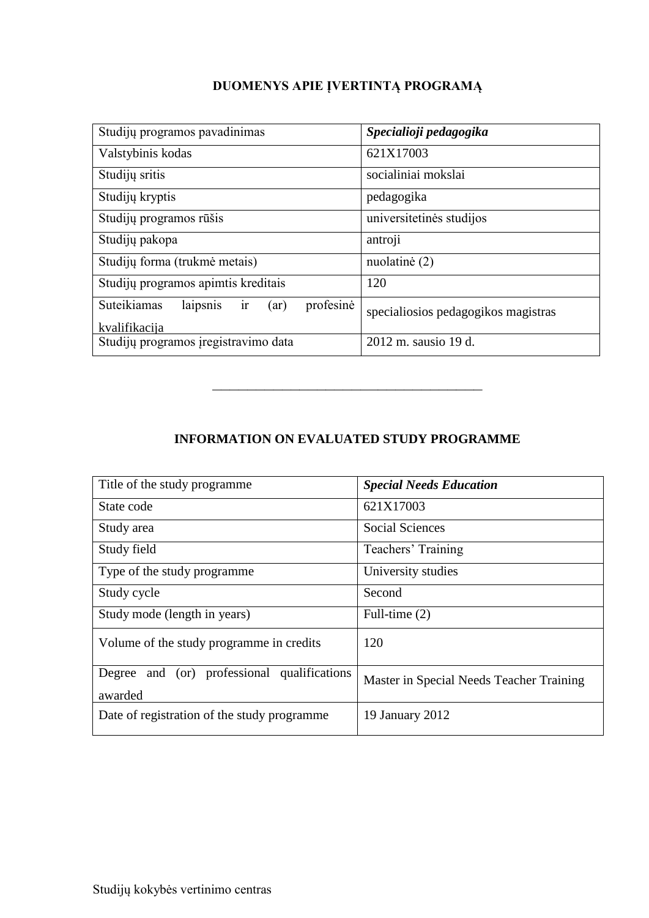# DUOMENYS APIE ĮVERTINTĄ PROGRAMĄ

| Studijų programos pavadinimas | ***Specialioji pedagogika*** |
|---|---|
| Valstybinis kodas | 621X17003 |
| Studijų sritis | socialiniai mokslai |
| Studijų kryptis | pedagogika |
| Studijų programos rūšis | universitetinės studijos |
| Studijų pakopa | antroji |
| Studijų forma (trukmė metais) | nuolatinė (2) |
| Studijų programos apimtis kreditais | 120 |
| Suteikiamas laipsnis ir (ar) profesinė kvalifikacija | specialiosios pedagogikos magistras |
| Studijų programos įregistravimo data | 2012 m. sausio 19 d. |

---

# INFORMATION ON EVALUATED STUDY PROGRAMME

| Title of the study programme | ***Special Needs Education*** |
|---|---|
| State code | 621X17003 |
| Study area | Social Sciences |
| Study field | Teachers' Training |
| Type of the study programme | University studies |
| Study cycle | Second |
| Study mode (length in years) | Full-time (2) |
| Volume of the study programme in credits | 120 |
| Degree and (or) professional qualifications awarded | Master in Special Needs Teacher Training |
| Date of registration of the study programme | 19 January 2012 |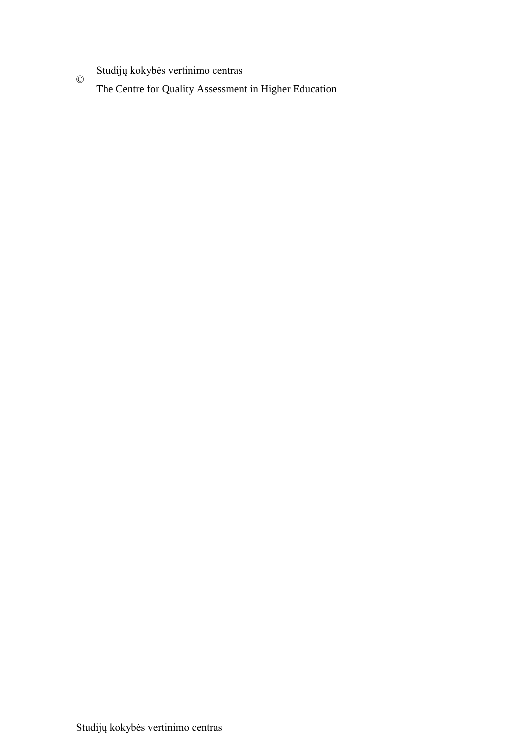© Studijų kokybės vertinimo centras
The Centre for Quality Assessment in Higher Education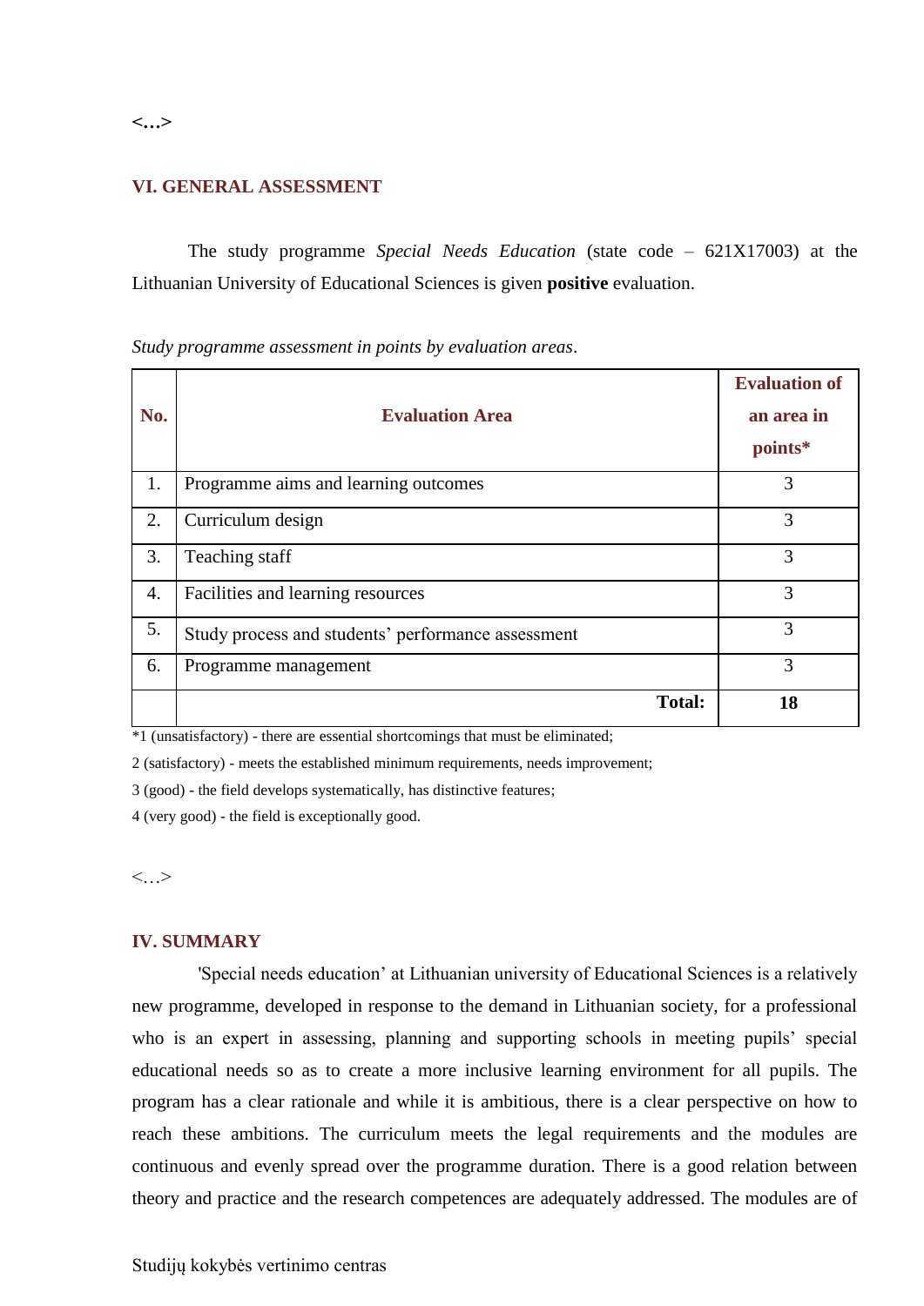**<...>**

## VI. GENERAL ASSESSMENT

The study programme *Special Needs Education* (state code – 621X17003) at the Lithuanian University of Educational Sciences is given **positive** evaluation.

*Study programme assessment in points by evaluation areas*.

| No. | Evaluation Area | Evaluation of an area in points* |
|---|---|---|
| 1. | Programme aims and learning outcomes | 3 |
| 2. | Curriculum design | 3 |
| 3. | Teaching staff | 3 |
| 4. | Facilities and learning resources | 3 |
| 5. | Study process and students' performance assessment | 3 |
| 6. | Programme management | 3 |
| | **Total:** | **18** |

*1 (unsatisfactory) - there are essential shortcomings that must be eliminated;

2 (satisfactory) - meets the established minimum requirements, needs improvement;

3 (good) - the field develops systematically, has distinctive features;

4 (very good) - the field is exceptionally good.

<…>

## IV. SUMMARY

'Special needs education' at Lithuanian university of Educational Sciences is a relatively new programme, developed in response to the demand in Lithuanian society, for a professional who is an expert in assessing, planning and supporting schools in meeting pupils' special educational needs so as to create a more inclusive learning environment for all pupils. The program has a clear rationale and while it is ambitious, there is a clear perspective on how to reach these ambitions. The curriculum meets the legal requirements and the modules are continuous and evenly spread over the programme duration. There is a good relation between theory and practice and the research competences are adequately addressed. The modules are of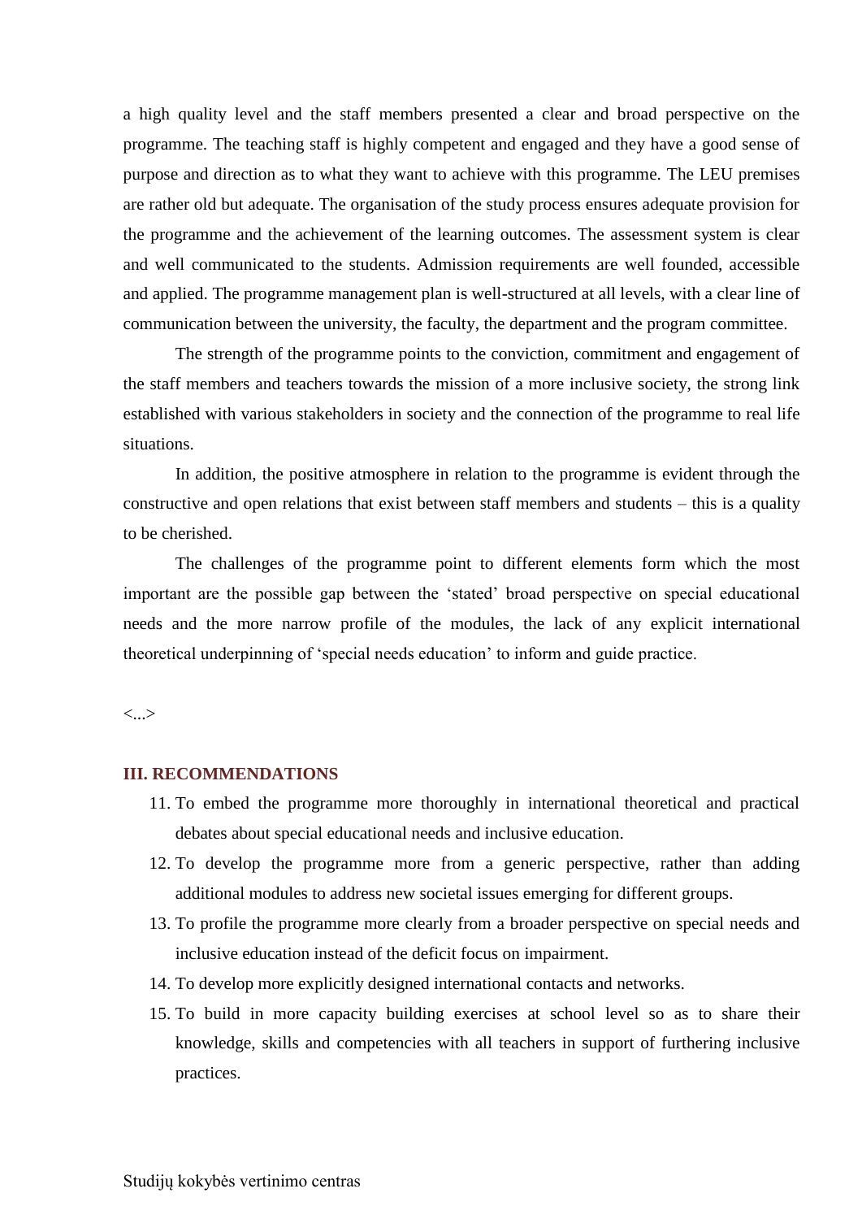a high quality level and the staff members presented a clear and broad perspective on the programme. The teaching staff is highly competent and engaged and they have a good sense of purpose and direction as to what they want to achieve with this programme. The LEU premises are rather old but adequate. The organisation of the study process ensures adequate provision for the programme and the achievement of the learning outcomes. The assessment system is clear and well communicated to the students. Admission requirements are well founded, accessible and applied. The programme management plan is well-structured at all levels, with a clear line of communication between the university, the faculty, the department and the program committee.

The strength of the programme points to the conviction, commitment and engagement of the staff members and teachers towards the mission of a more inclusive society, the strong link established with various stakeholders in society and the connection of the programme to real life situations.

In addition, the positive atmosphere in relation to the programme is evident through the constructive and open relations that exist between staff members and students – this is a quality to be cherished.

The challenges of the programme point to different elements form which the most important are the possible gap between the 'stated' broad perspective on special educational needs and the more narrow profile of the modules, the lack of any explicit international theoretical underpinning of 'special needs education' to inform and guide practice.

<...>

## III. RECOMMENDATIONS

11. To embed the programme more thoroughly in international theoretical and practical debates about special educational needs and inclusive education.
12. To develop the programme more from a generic perspective, rather than adding additional modules to address new societal issues emerging for different groups.
13. To profile the programme more clearly from a broader perspective on special needs and inclusive education instead of the deficit focus on impairment.
14. To develop more explicitly designed international contacts and networks.
15. To build in more capacity building exercises at school level so as to share their knowledge, skills and competencies with all teachers in support of furthering inclusive practices.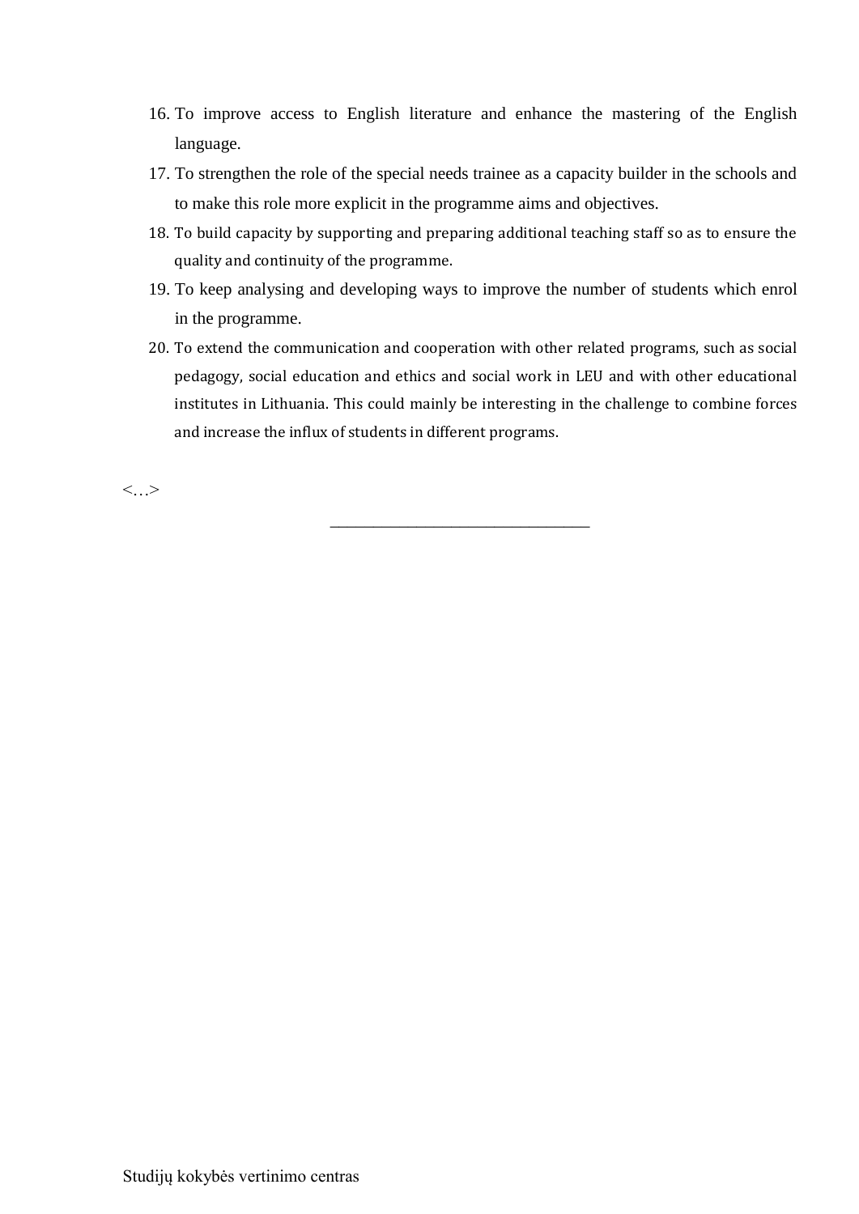16. To improve access to English literature and enhance the mastering of the English language.
17. To strengthen the role of the special needs trainee as a capacity builder in the schools and to make this role more explicit in the programme aims and objectives.
18. To build capacity by supporting and preparing additional teaching staff so as to ensure the quality and continuity of the programme.
19. To keep analysing and developing ways to improve the number of students which enrol in the programme.
20. To extend the communication and cooperation with other related programs, such as social pedagogy, social education and ethics and social work in LEU and with other educational institutes in Lithuania. This could mainly be interesting in the challenge to combine forces and increase the influx of students in different programs.

<…>

---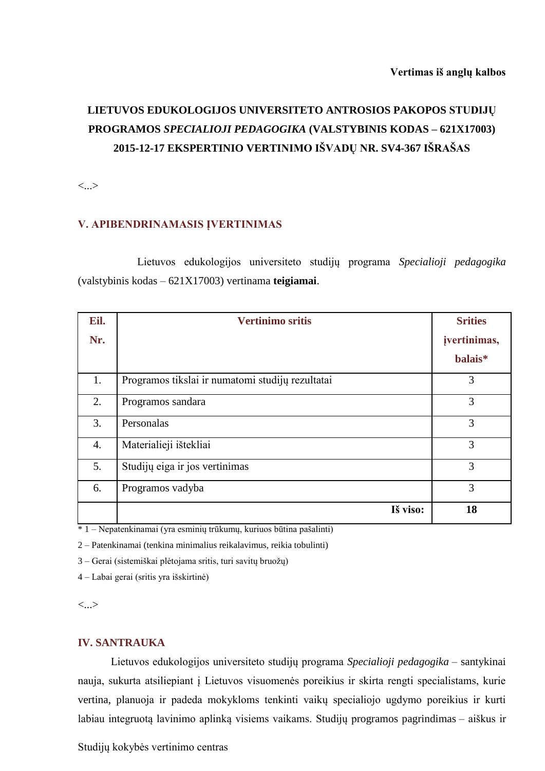**Vertimas iš anglų kalbos**

**LIETUVOS EDUKOLOGIJOS UNIVERSITETO ANTROSIOS PAKOPOS STUDIJŲ PROGRAMOS *SPECIALIOJI PEDAGOGIKA* (VALSTYBINIS KODAS – 621X17003) 2015-12-17 EKSPERTINIO VERTINIMO IŠVADŲ NR. SV4-367 IŠRAŠAS**

<...>

## V. APIBENDRINAMASIS ĮVERTINIMAS

Lietuvos edukologijos universiteto studijų programa *Specialioji pedagogika* (valstybinis kodas – 621X17003) vertinama **teigiamai**.

| Eil. Nr. | Vertinimo sritis | Srities įvertinimas, balais* |
|---|---|---|
| 1. | Programos tikslai ir numatomi studijų rezultatai | 3 |
| 2. | Programos sandara | 3 |
| 3. | Personalas | 3 |
| 4. | Materialieji ištekliai | 3 |
| 5. | Studijų eiga ir jos vertinimas | 3 |
| 6. | Programos vadyba | 3 |
| | **Iš viso:** | **18** |

* 1 – Nepatenkinamai (yra esminių trūkumų, kuriuos būtina pašalinti)

2 – Patenkinamai (tenkina minimalius reikalavimus, reikia tobulinti)

3 – Gerai (sistemiškai plėtojama sritis, turi savitų bruožų)

4 – Labai gerai (sritis yra išskirtinė)

<...>

## IV. SANTRAUKA

Lietuvos edukologijos universiteto studijų programa *Specialioji pedagogika* – santykinai nauja, sukurta atsiliepiant į Lietuvos visuomenės poreikius ir skirta rengti specialistams, kurie vertina, planuoja ir padeda mokykloms tenkinti vaikų specialiojo ugdymo poreikius ir kurti labiau integruotą lavinimo aplinką visiems vaikams. Studijų programos pagrindimas – aiškus ir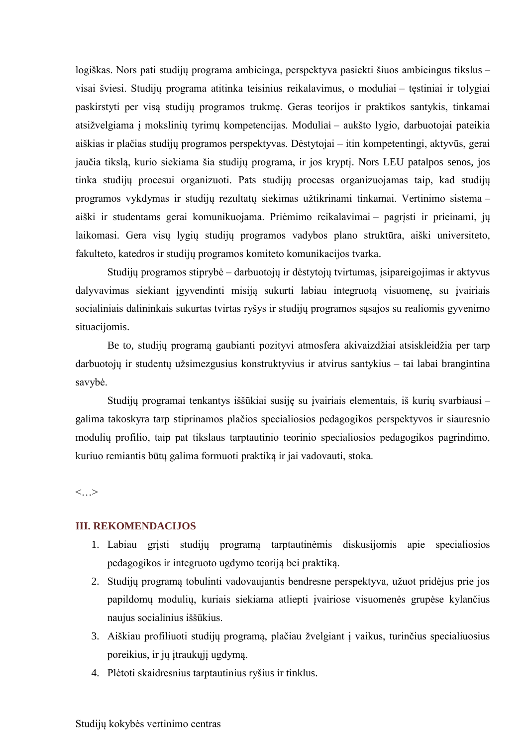logiškas. Nors pati studijų programa ambicinga, perspektyva pasiekti šiuos ambicingus tikslus – visai šviesi. Studijų programa atitinka teisinius reikalavimus, o moduliai – tęstiniai ir tolygiai paskirstyti per visą studijų programos trukmę. Geras teorijos ir praktikos santykis, tinkamai atsižvelgiama į mokslinių tyrimų kompetencijas. Moduliai – aukšto lygio, darbuotojai pateikia aiškias ir plačias studijų programos perspektyvas. Dėstytojai – itin kompetentingi, aktyvūs, gerai jaučia tikslą, kurio siekiama šia studijų programa, ir jos kryptį. Nors LEU patalpos senos, jos tinka studijų procesui organizuoti. Pats studijų procesas organizuojamas taip, kad studijų programos vykdymas ir studijų rezultatų siekimas užtikrinami tinkamai. Vertinimo sistema – aiški ir studentams gerai komunikuojama. Priėmimo reikalavimai – pagrįsti ir prieinami, jų laikomasi. Gera visų lygių studijų programos vadybos plano struktūra, aiški universiteto, fakulteto, katedros ir studijų programos komiteto komunikacijos tvarka.

Studijų programos stiprybė – darbuotojų ir dėstytojų tvirtumas, įsipareigojimas ir aktyvus dalyvavimas siekiant įgyvendinti misiją sukurti labiau integruotą visuomenę, su įvairiais socialiniais dalininkais sukurtas tvirtas ryšys ir studijų programos sąsajos su realiomis gyvenimo situacijomis.

Be to, studijų programą gaubianti pozityvi atmosfera akivaizdžiai atsiskleidžia per tarp darbuotojų ir studentų užsimezgusius konstruktyvius ir atvirus santykius – tai labai brangintina savybė.

Studijų programai tenkantys iššūkiai susiję su įvairiais elementais, iš kurių svarbiausi – galima takoskyra tarp stiprinamos plačios specialiosios pedagogikos perspektyvos ir siauresnio modulių profilio, taip pat tikslaus tarptautinio teorinio specialiosios pedagogikos pagrindimo, kuriuo remiantis būtų galima formuoti praktiką ir jai vadovauti, stoka.

<…>

## III. REKOMENDACIJOS

1. Labiau grįsti studijų programą tarptautinėmis diskusijomis apie specialiosios pedagogikos ir integruoto ugdymo teoriją bei praktiką.
2. Studijų programą tobulinti vadovaujantis bendresne perspektyva, užuot pridėjus prie jos papildomų modulių, kuriais siekiama atliepti įvairiose visuomenės grupėse kylančius naujus socialinius iššūkius.
3. Aiškiau profiliuoti studijų programą, plačiau žvelgiant į vaikus, turinčius specialiuosius poreikius, ir jų įtraukųjį ugdymą.
4. Plėtoti skaidresnius tarptautinius ryšius ir tinklus.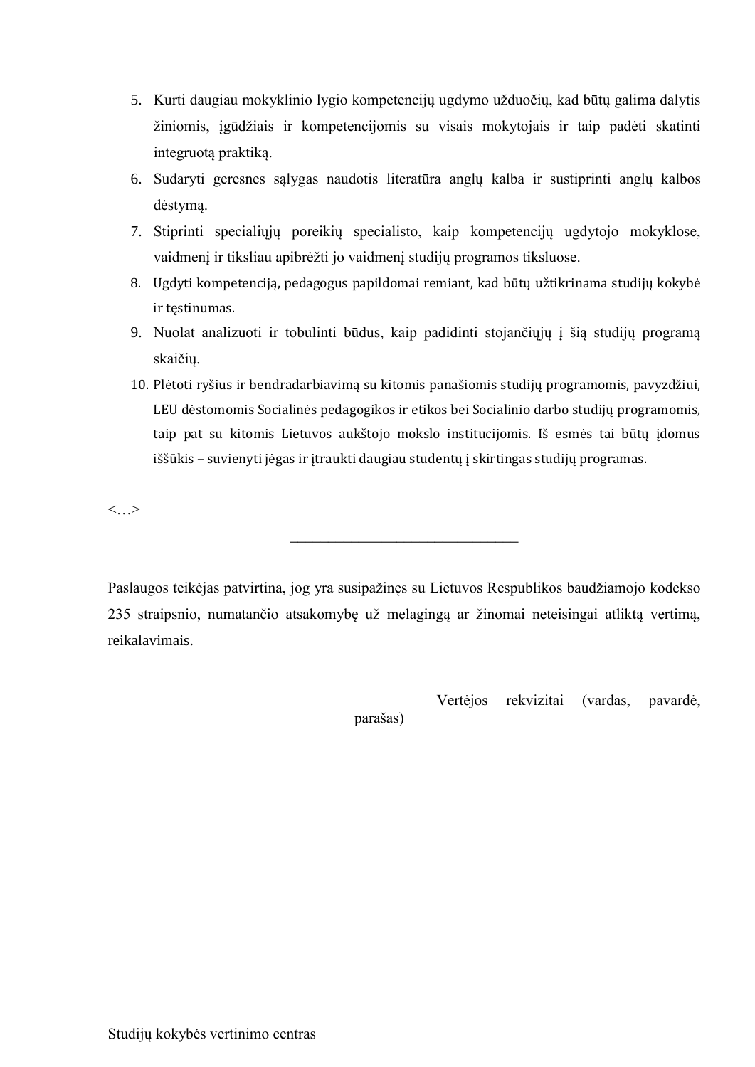5. Kurti daugiau mokyklinio lygio kompetencijų ugdymo užduočių, kad būtų galima dalytis žiniomis, įgūdžiais ir kompetencijomis su visais mokytojais ir taip padėti skatinti integruotą praktiką.
6. Sudaryti geresnes sąlygas naudotis literatūra anglų kalba ir sustiprinti anglų kalbos dėstymą.
7. Stiprinti specialiųjų poreikių specialisto, kaip kompetencijų ugdytojo mokyklose, vaidmenį ir tiksliau apibrėžti jo vaidmenį studijų programos tiksluose.
8. Ugdyti kompetenciją, pedagogus papildomai remiant, kad būtų užtikrinama studijų kokybė ir tęstinumas.
9. Nuolat analizuoti ir tobulinti būdus, kaip padidinti stojančiųjų į šią studijų programą skaičių.
10. Plėtoti ryšius ir bendradarbiavimą su kitomis panašiomis studijų programomis, pavyzdžiui, LEU dėstomomis Socialinės pedagogikos ir etikos bei Socialinio darbo studijų programomis, taip pat su kitomis Lietuvos aukštojo mokslo institucijomis. Iš esmės tai būtų įdomus iššūkis – suvienyti jėgas ir įtraukti daugiau studentų į skirtingas studijų programas.

<…>

---

Paslaugos teikėjas patvirtina, jog yra susipažinęs su Lietuvos Respublikos baudžiamojo kodekso 235 straipsnio, numatančio atsakomybę už melagingą ar žinomai neteisingai atliktą vertimą, reikalavimais.

Vertėjos rekvizitai (vardas, pavardė, parašas)